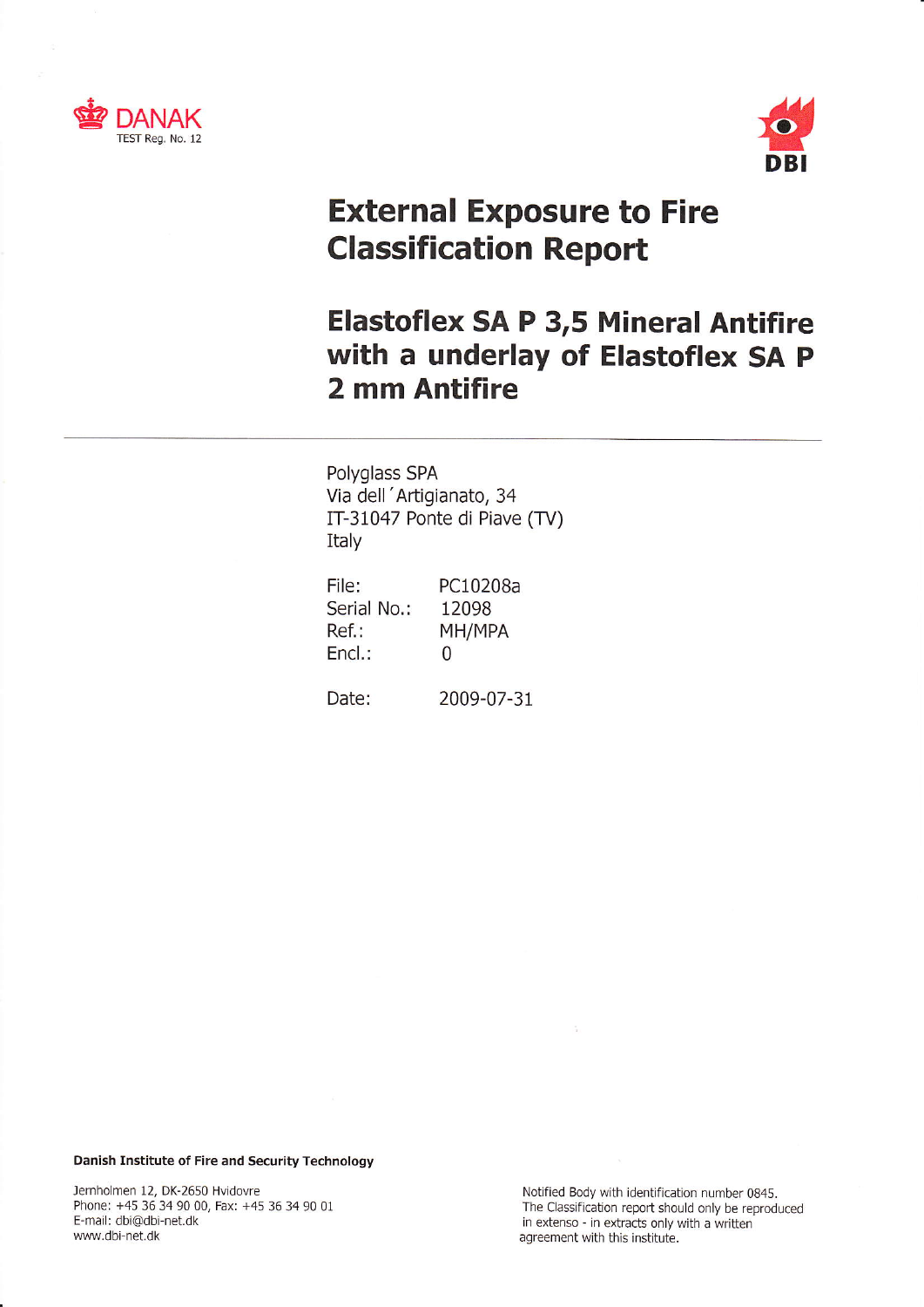DANAK
TEST Reg. No. 12

DBI

# External Exposure to Fire Classification Report

## Elastoflex SA P 3,5 Mineral Antifire with a underlay of Elastoflex SA P 2 mm Antifire

---

Polyglass SPA
Via dell´Artigianato, 34
IT-31047 Ponte di Piave (TV)
Italy

File: PC10208a
Serial No.: 12098
Ref.: MH/MPA
Encl.: 0

Date: 2009-07-31

**Danish Institute of Fire and Security Technology**

Jernholmen 12, DK-2650 Hvidovre
Phone: +45 36 34 90 00, Fax: +45 36 34 90 01
E-mail: dbi@dbi-net.dk
www.dbi-net.dk

Notified Body with identification number 0845.
The Classification report should only be reproduced in extenso - in extracts only with a written agreement with this institute.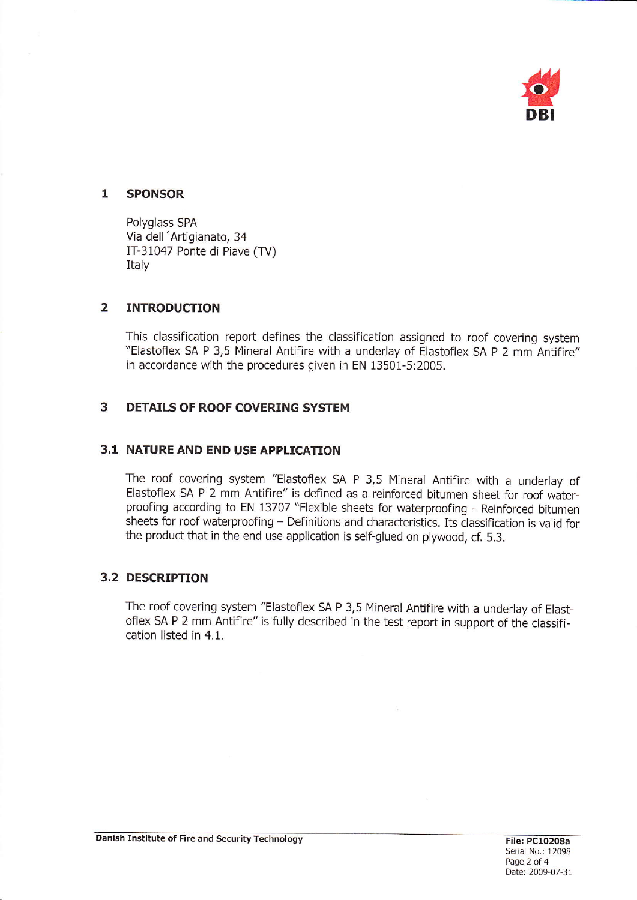## 1 SPONSOR

Polyglass SPA
Via dell´Artigianato, 34
IT-31047 Ponte di Piave (TV)
Italy

## 2 INTRODUCTION

This classification report defines the classification assigned to roof covering system "Elastoflex SA P 3,5 Mineral Antifire with a underlay of Elastoflex SA P 2 mm Antifire" in accordance with the procedures given in EN 13501-5:2005.

## 3 DETAILS OF ROOF COVERING SYSTEM

### 3.1 NATURE AND END USE APPLICATION

The roof covering system "Elastoflex SA P 3,5 Mineral Antifire with a underlay of Elastoflex SA P 2 mm Antifire" is defined as a reinforced bitumen sheet for roof waterproofing according to EN 13707 "Flexible sheets for waterproofing - Reinforced bitumen sheets for roof waterproofing – Definitions and characteristics. Its classification is valid for the product that in the end use application is self-glued on plywood, cf. 5.3.

### 3.2 DESCRIPTION

The roof covering system "Elastoflex SA P 3,5 Mineral Antifire with a underlay of Elastoflex SA P 2 mm Antifire" is fully described in the test report in support of the classification listed in 4.1.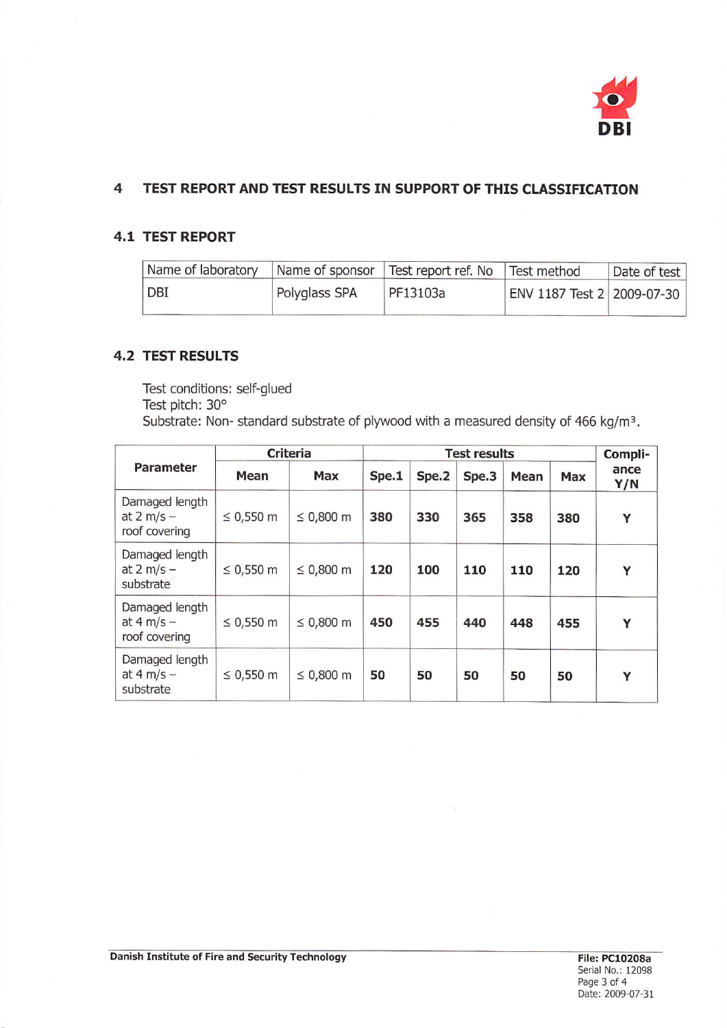## 4 TEST REPORT AND TEST RESULTS IN SUPPORT OF THIS CLASSIFICATION

### 4.1 TEST REPORT

| Name of laboratory | Name of sponsor | Test report ref. No | Test method | Date of test |
|---|---|---|---|---|
| DBI | Polyglass SPA | PF13103a | ENV 1187 Test 2 | 2009-07-30 |

### 4.2 TEST RESULTS

Test conditions: self-glued
Test pitch: 30°
Substrate: Non- standard substrate of plywood with a measured density of 466 kg/m³.

| Parameter | Criteria | | Test results | | | | | Compli-ance Y/N |
|---|---|---|---|---|---|---|---|---|
| | **Mean** | **Max** | **Spe.1** | **Spe.2** | **Spe.3** | **Mean** | **Max** | |
| Damaged length at 2 m/s – roof covering | ≤ 0,550 m | ≤ 0,800 m | **380** | **330** | **365** | **358** | **380** | **Y** |
| Damaged length at 2 m/s – substrate | ≤ 0,550 m | ≤ 0,800 m | **120** | **100** | **110** | **110** | **120** | **Y** |
| Damaged length at 4 m/s – roof covering | ≤ 0,550 m | ≤ 0,800 m | **450** | **455** | **440** | **448** | **455** | **Y** |
| Damaged length at 4 m/s – substrate | ≤ 0,550 m | ≤ 0,800 m | **50** | **50** | **50** | **50** | **50** | **Y** |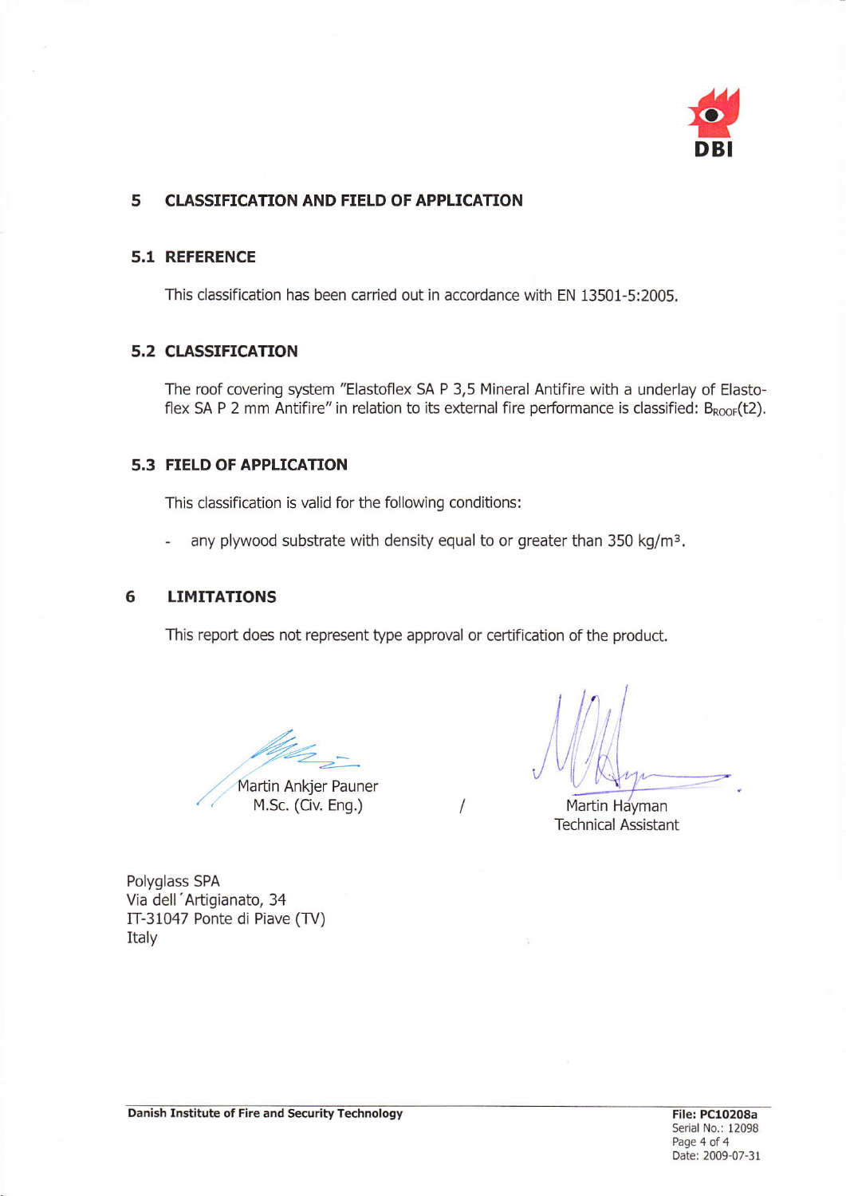## 5 CLASSIFICATION AND FIELD OF APPLICATION

### 5.1 REFERENCE

This classification has been carried out in accordance with EN 13501-5:2005.

### 5.2 CLASSIFICATION

The roof covering system "Elastoflex SA P 3,5 Mineral Antifire with a underlay of Elastoflex SA P 2 mm Antifire" in relation to its external fire performance is classified: $B_{ROOF}(t2)$.

### 5.3 FIELD OF APPLICATION

This classification is valid for the following conditions:

- any plywood substrate with density equal to or greater than 350 kg/m$^3$.

## 6 LIMITATIONS

This report does not represent type approval or certification of the product.

Martin Ankjer Pauner
M.Sc. (Civ. Eng.)

/

Martin Hayman
Technical Assistant

Polyglass SPA
Via dell´Artigianato, 34
IT-31047 Ponte di Piave (TV)
Italy

Danish Institute of Fire and Security Technology

**File: PC10208a**
Serial No.: 12098
Date: 2009-07-31